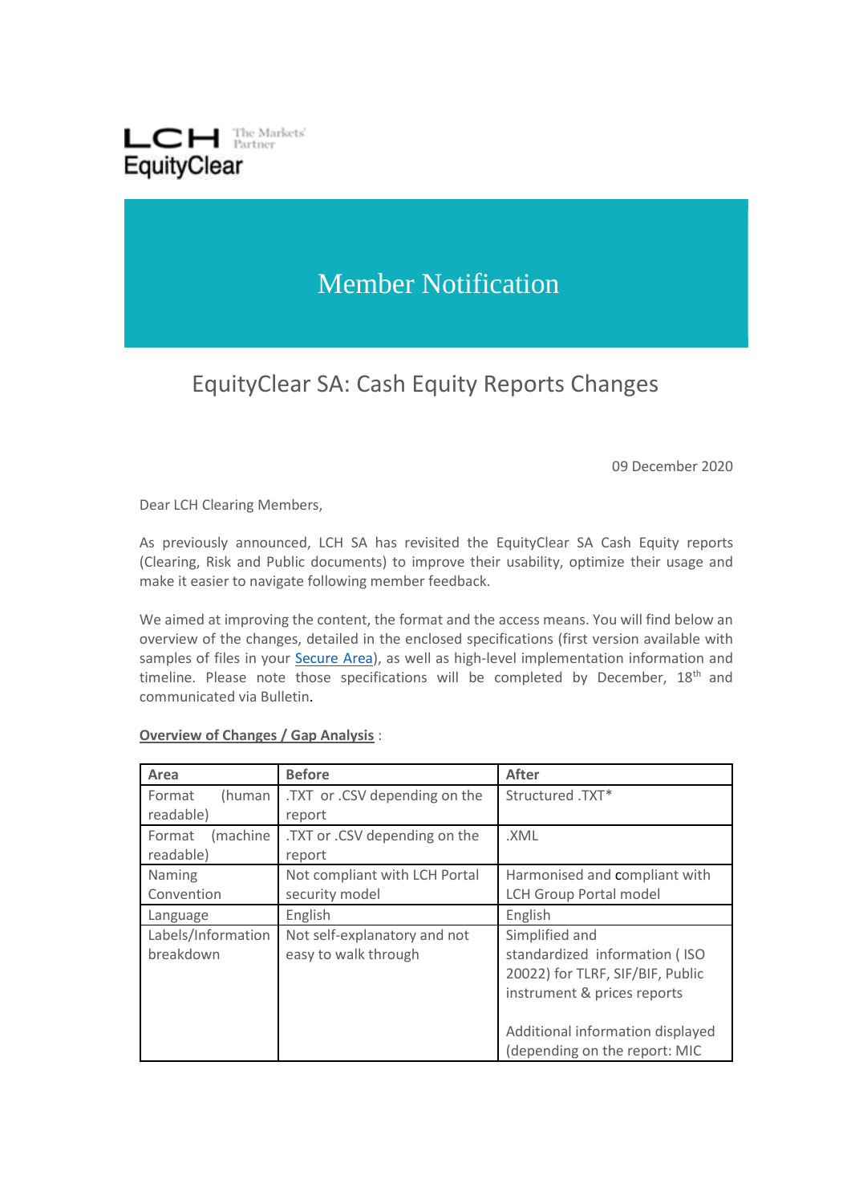LCH The Markets' Partner
EquityClear

# Member Notification

## EquityClear SA: Cash Equity Reports Changes

09 December 2020

Dear LCH Clearing Members,

As previously announced, LCH SA has revisited the EquityClear SA Cash Equity reports (Clearing, Risk and Public documents) to improve their usability, optimize their usage and make it easier to navigate following member feedback.

We aimed at improving the content, the format and the access means. You will find below an overview of the changes, detailed in the enclosed specifications (first version available with samples of files in your Secure Area), as well as high-level implementation information and timeline. Please note those specifications will be completed by December, 18th and communicated via Bulletin.

**Overview of Changes / Gap Analysis** :

| Area | Before | After |
|---|---|---|
| Format (human readable) | .TXT or .CSV depending on the report | Structured .TXT* |
| Format (machine readable) | .TXT or .CSV depending on the report | .XML |
| Naming Convention | Not compliant with LCH Portal security model | Harmonised and compliant with LCH Group Portal model |
| Language | English | English |
| Labels/Information breakdown | Not self-explanatory and not easy to walk through | Simplified and standardized information ( ISO 20022) for TLRF, SIF/BIF, Public instrument & prices reports<br><br>Additional information displayed (depending on the report: MIC |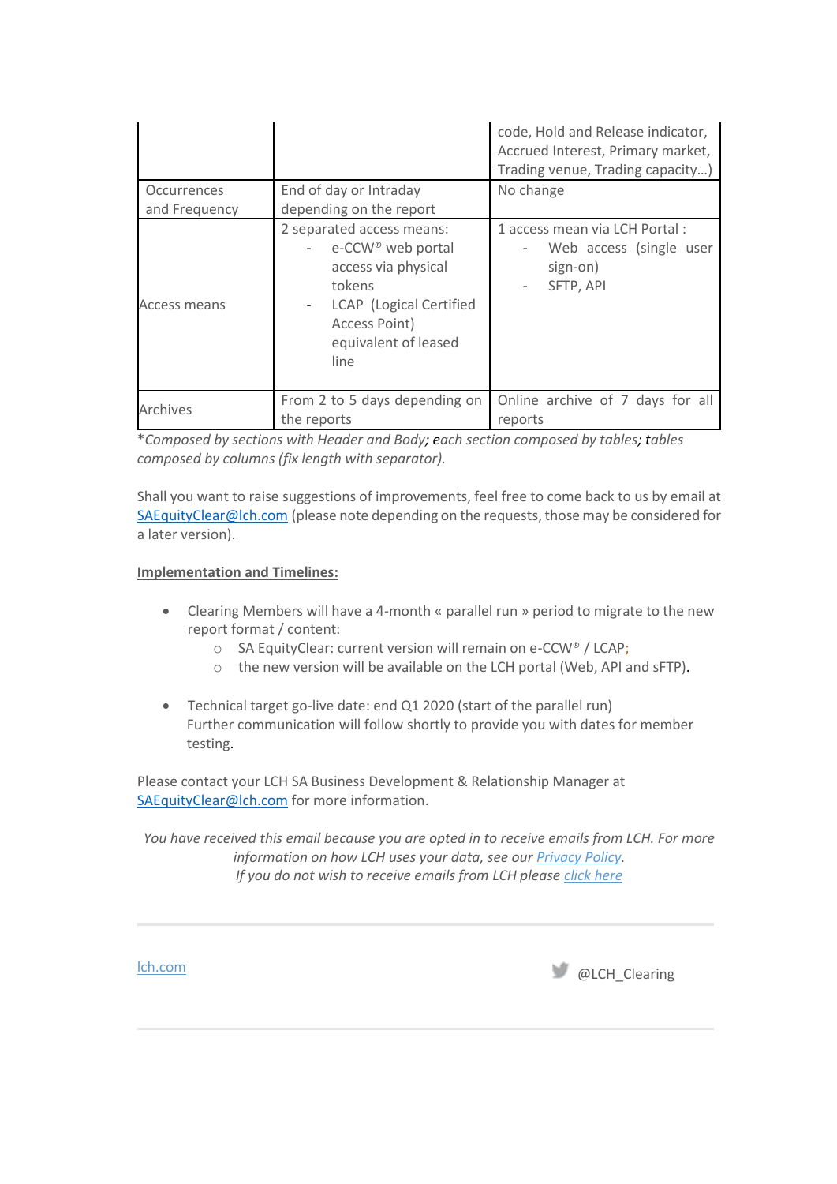| | | code, Hold and Release indicator, Accrued Interest, Primary market, Trading venue, Trading capacity…) |
|---|---|---|
| Occurrences and Frequency | End of day or Intraday depending on the report | No change |
| Access means | 2 separated access means:<br>- e-CCW® web portal access via physical tokens<br>- LCAP (Logical Certified Access Point) equivalent of leased line | 1 access mean via LCH Portal :<br>- Web access (single user sign-on)<br>- SFTP, API |
| Archives | From 2 to 5 days depending on the reports | Online archive of 7 days for all reports |

*\*Composed by sections with Header and Body; each section composed by tables; tables composed by columns (fix length with separator).*

Shall you want to raise suggestions of improvements, feel free to come back to us by email at SAEquityClear@lch.com (please note depending on the requests, those may be considered for a later version).

**Implementation and Timelines:**

- Clearing Members will have a 4-month « parallel run » period to migrate to the new report format / content:
  - SA EquityClear: current version will remain on e-CCW® / LCAP;
  - the new version will be available on the LCH portal (Web, API and sFTP).

- Technical target go-live date: end Q1 2020 (start of the parallel run)
  Further communication will follow shortly to provide you with dates for member testing.

Please contact your LCH SA Business Development & Relationship Manager at SAEquityClear@lch.com for more information.

*You have received this email because you are opted in to receive emails from LCH. For more information on how LCH uses your data, see our Privacy Policy.*
*If you do not wish to receive emails from LCH please click here*

lch.com

@LCH_Clearing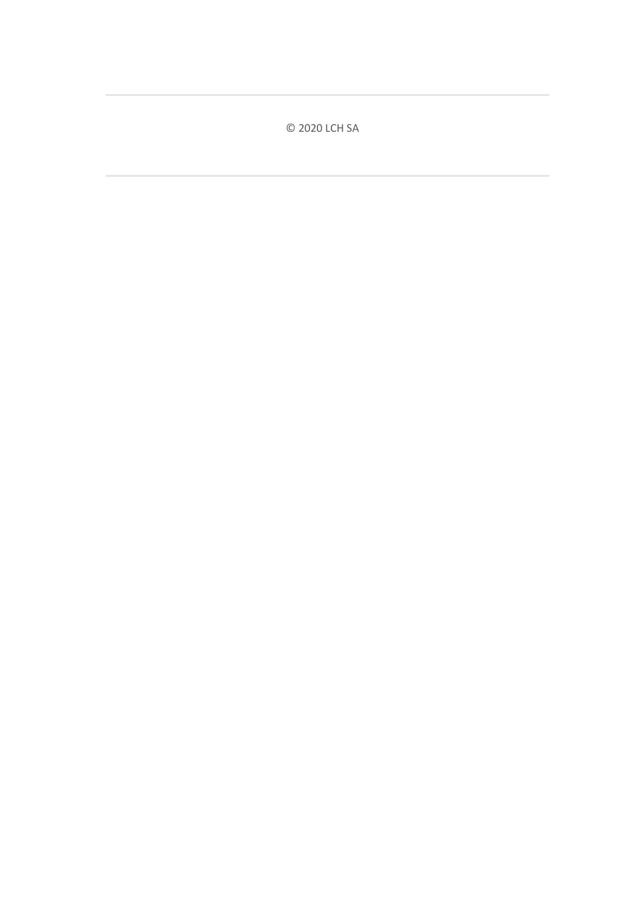© 2020 LCH SA